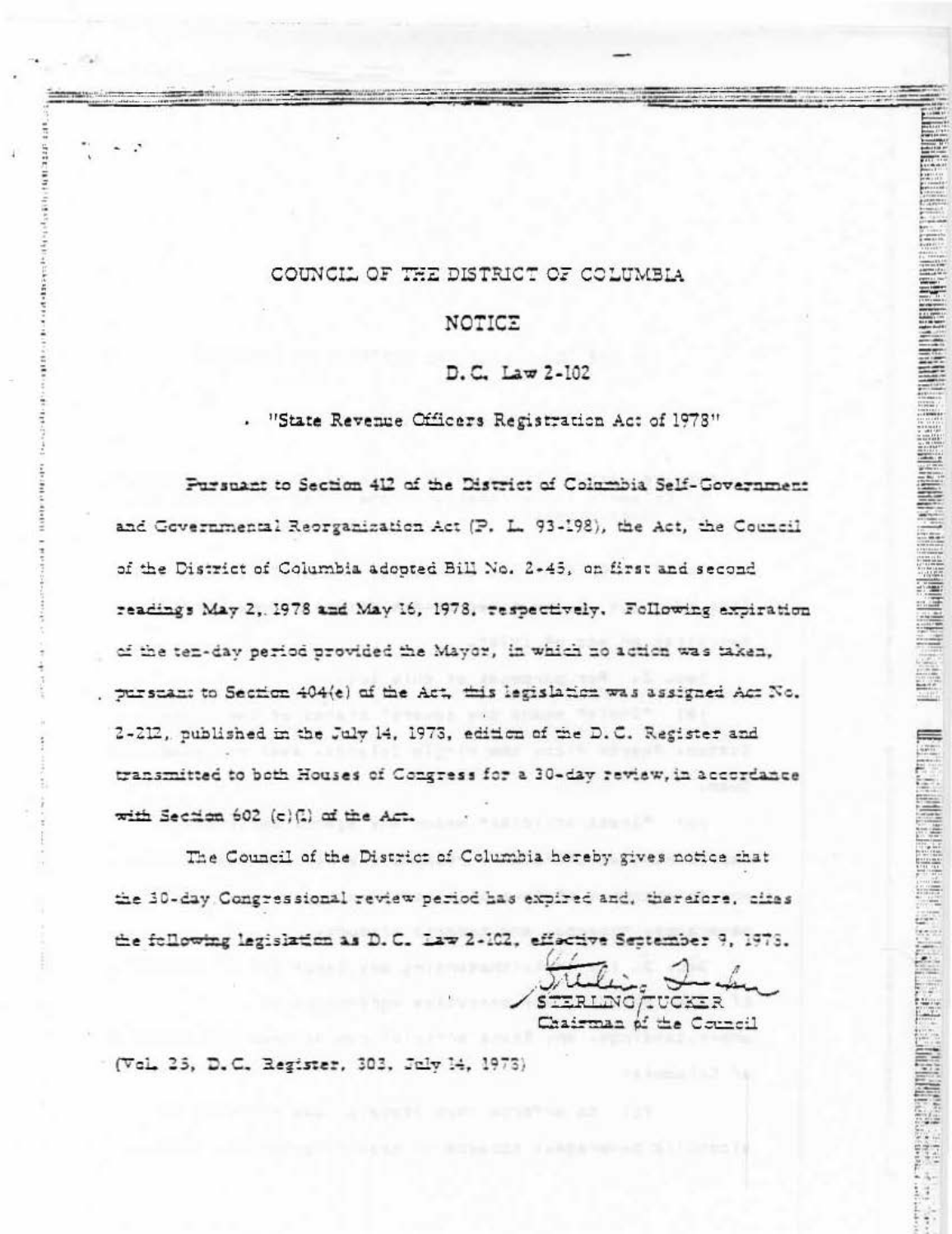# COUNCIL OF THE DISTRICT OF COLUMBIA

## NOTICE

### D.C. Law 2-102

"State Revenue Officers Registration Act of 1978"

Pursuant to Section 412 of the District of Columbia Self-Government and Governmental Reorganization Act (P. L. 93-198), the Act, the Council of the District of Columbia adopted Bill No. 2-45, on first and second readings May 2, 1978 and May 16, 1978, respectively. Following expiration of the ten-day period provided the Mayor, in which no action was taken, pursuant to Section 404(e) of the Act, this legislation was assigned Act No. 2-212, published in the July 14, 1978, edition of the D.C. Register and transmitted to both Houses of Congress for a 30-day review, in accordance with Section 602 (c)(1) of the Act.

The Council of the District of Columbia hereby gives notice that the 30-day Congressional review period has expired and, therefore, cites the following legislation as D. C. Law 2-102, effective September 9, 1978.

STERLING TUCKER
Chairman of the Council

(Vol. 25, D.C. Register, 303, July 14, 1978)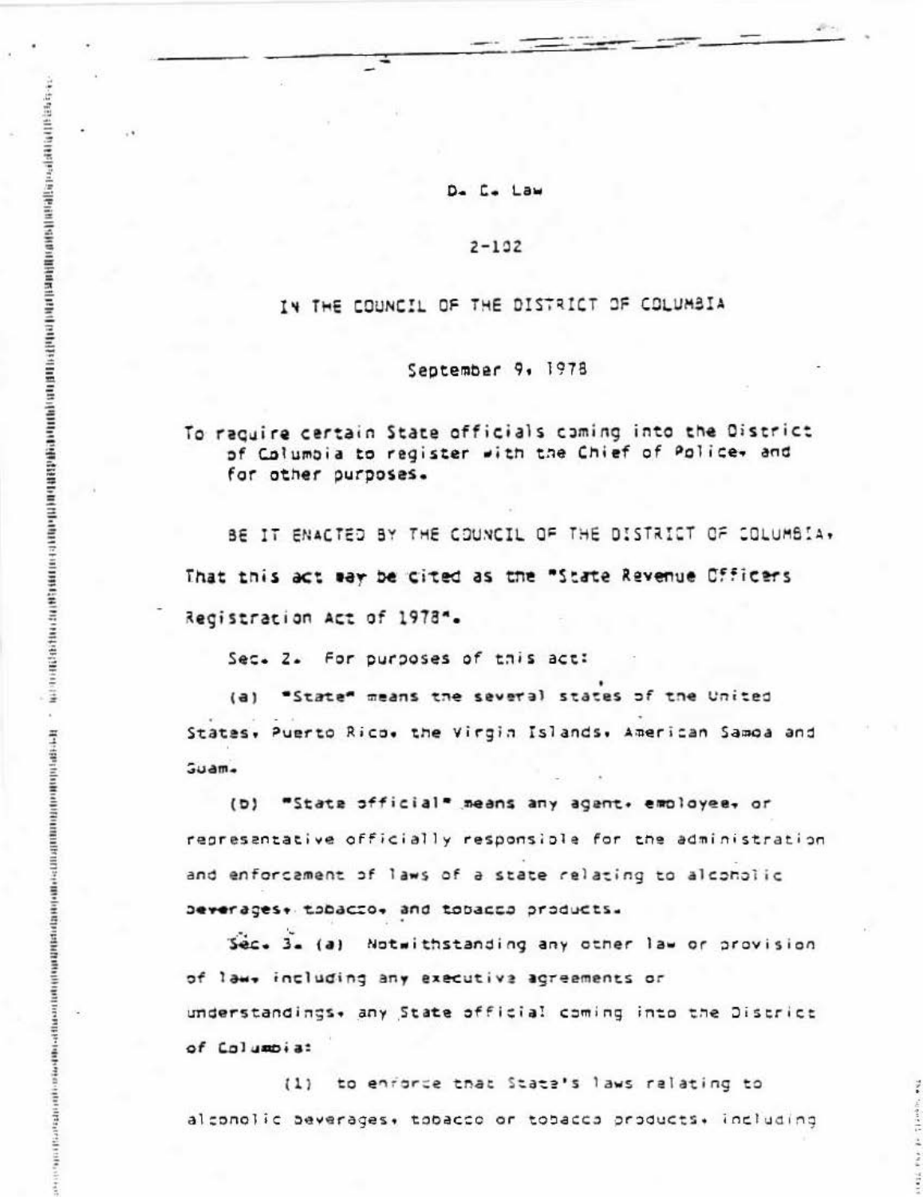D. C. Law

2-102

IN THE COUNCIL OF THE DISTRICT OF COLUMBIA

September 9, 1978

To require certain State officials coming into the District of Columbia to register with the Chief of Police, and for other purposes.

BE IT ENACTED BY THE COUNCIL OF THE DISTRICT OF COLUMBIA, That this act may be cited as the "State Revenue Officers Registration Act of 1978".

Sec. 2. For purposes of this act:

(a) "State" means the several states of the United States, Puerto Rico, the Virgin Islands, American Samoa and Guam.

(b) "State official" means any agent, employee, or representative officially responsible for the administration and enforcement of laws of a state relating to alcoholic beverages, tobacco, and tobacco products.

Sec. 3. (a) Notwithstanding any other law or provision of law, including any executive agreements or understandings, any State official coming into the District of Columbia:

(1) to enforce that State's laws relating to alcoholic beverages, tobacco or tobacco products, including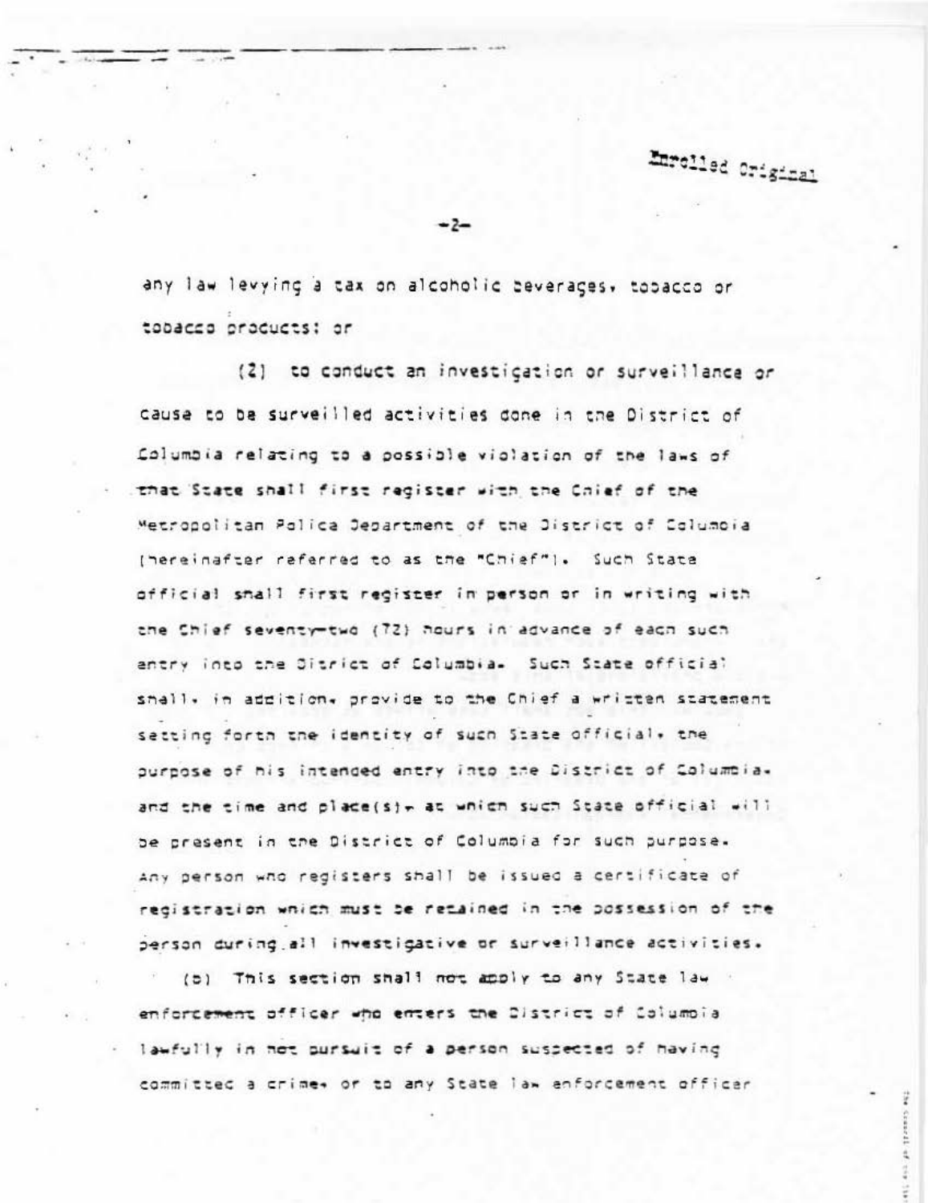Enrolled Original

any law levying a tax on alcoholic beverages, tobacco or tobacco products; or

(2) to conduct an investigation or surveillance or cause to be surveilled activities done in the District of Columbia relating to a possible violation of the laws of that State shall first register with the Chief of the Metropolitan Police Department of the District of Columbia (hereinafter referred to as the "Chief"). Such State official shall first register in person or in writing with the Chief seventy-two (72) hours in advance of each such entry into the Ditrict of Columbia. Such State official shall, in addition, provide to the Chief a written statement setting forth the identity of such State official, the purpose of his intended entry into the District of Columbia, and the time and place(s), at which such State official will be present in the District of Columbia for such purpose. Any person who registers shall be issued a certificate of registration which must be retained in the possession of the person during all investigative or surveillance activities.

(b) This section shall not apply to any State law enforcement officer who enters the District of Columbia lawfully in hot pursuit of a person suspected of having committed a crime, or to any State law enforcement officer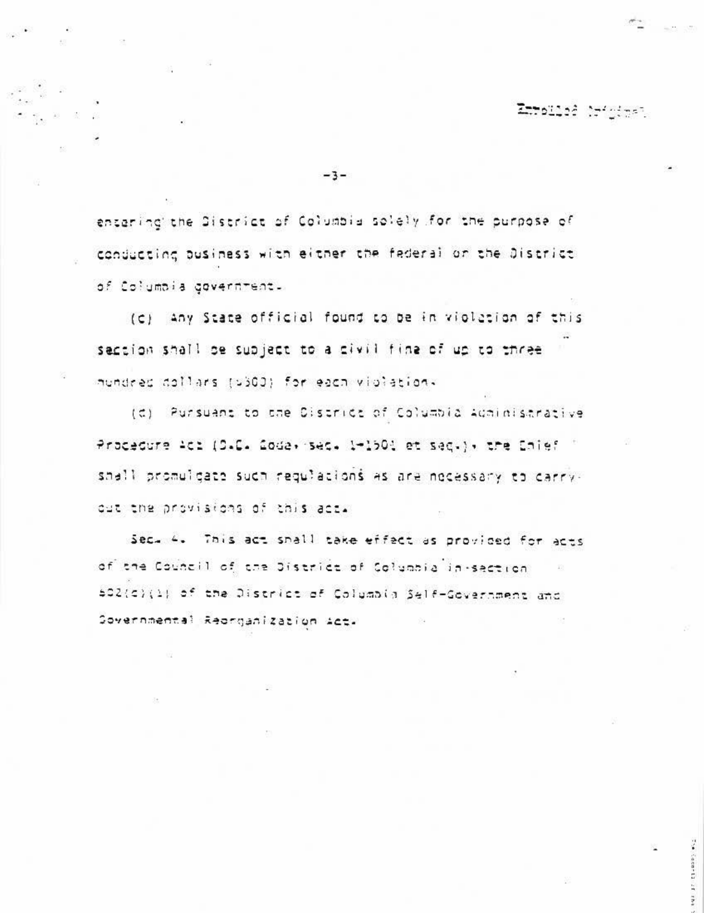entering the District of Columbia solely for the purpose of conducting business with either the federal or the District of Columbia government.

(c) Any State official found to be in violation of this section shall be subject to a civil fine of up to three hundred dollars ($300) for each violation.

(d) Pursuant to the District of Columbia Administrative Procedure Act (D.C. Code, sec. 1-1501 et seq.), the Chief shall promulgate such regulations as are necessary to carry out the provisions of this act.

Sec. 4. This act shall take effect as provided for acts of the Council of the District of Columbia in section 602(c)(1) of the District of Columbia Self-Government and Governmental Reorganization Act.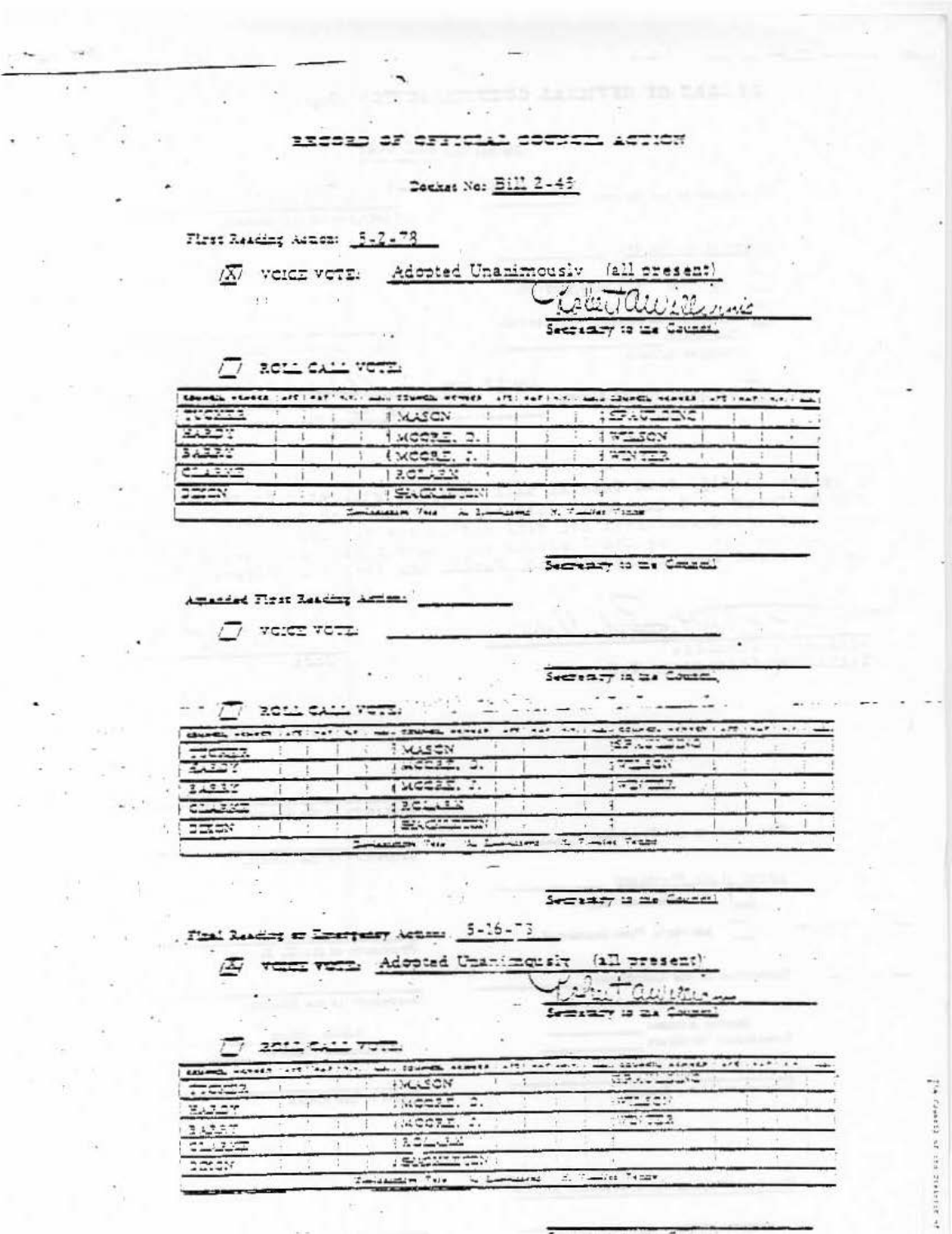# RECORD OF OFFICIAL COUNCIL ACTION

Docket No: Bill 2-48

First Reading Action: 5-2-78

[X] VOICE VOTE: Adopted Unanimously (all present)

Secretary to the Council

[ ] ROLL CALL VOTE:

| COUNCIL MEMBER | AYE | NAY | N.V. | ABS | COUNCIL MEMBER | AYE | NAY | N.V. | ABS | COUNCIL MEMBER | AYE | NAY | N.V. | ABS |
|---|---|---|---|---|---|---|---|---|---|---|---|---|---|---|
| TUCKER | | | | | MASON | | | | | SPAULDING | | | | |
| HARDY | | | | | MOORE, D. | | | | | WILSON | | | | |
| BARRY | | | | | MOORE, J. | | | | | WINTER | | | | |
| CLARKE | | | | | ROLARK | | | | | | | | | |
| DIXON | | | | | SHACKLETON | | | | | | | | | |

Secretary to the Council

Amended First Reading Action: ______

[ ] VOICE VOTE: ______

Secretary to the Council

[ ] ROLL CALL VOTE:

| COUNCIL MEMBER | AYE | NAY | N.V. | ABS | COUNCIL MEMBER | AYE | NAY | N.V. | ABS | COUNCIL MEMBER | AYE | NAY | N.V. | ABS |
|---|---|---|---|---|---|---|---|---|---|---|---|---|---|---|
| TUCKER | | | | | MASON | | | | | SPAULDING | | | | |
| HARDY | | | | | MOORE, D. | | | | | WILSON | | | | |
| BARRY | | | | | MOORE, J. | | | | | WINTER | | | | |
| CLARKE | | | | | ROLARK | | | | | | | | | |
| DIXON | | | | | SHACKLETON | | | | | | | | | |

Secretary to the Council

Final Reading or Emergency Action: 5-16-78

[X] VOICE VOTE: Adopted Unanimously (all present)

Secretary to the Council

[ ] ROLL CALL VOTE:

| COUNCIL MEMBER | AYE | NAY | N.V. | ABS | COUNCIL MEMBER | AYE | NAY | N.V. | ABS | COUNCIL MEMBER | AYE | NAY | N.V. | ABS |
|---|---|---|---|---|---|---|---|---|---|---|---|---|---|---|
| TUCKER | | | | | MASON | | | | | SPAULDING | | | | |
| HARDY | | | | | MOORE, D. | | | | | WILSON | | | | |
| BARRY | | | | | MOORE, J. | | | | | WINTER | | | | |
| CLARKE | | | | | ROLARK | | | | | | | | | |
| DIXON | | | | | SHACKLETON | | | | | | | | | |

Secretary to the Council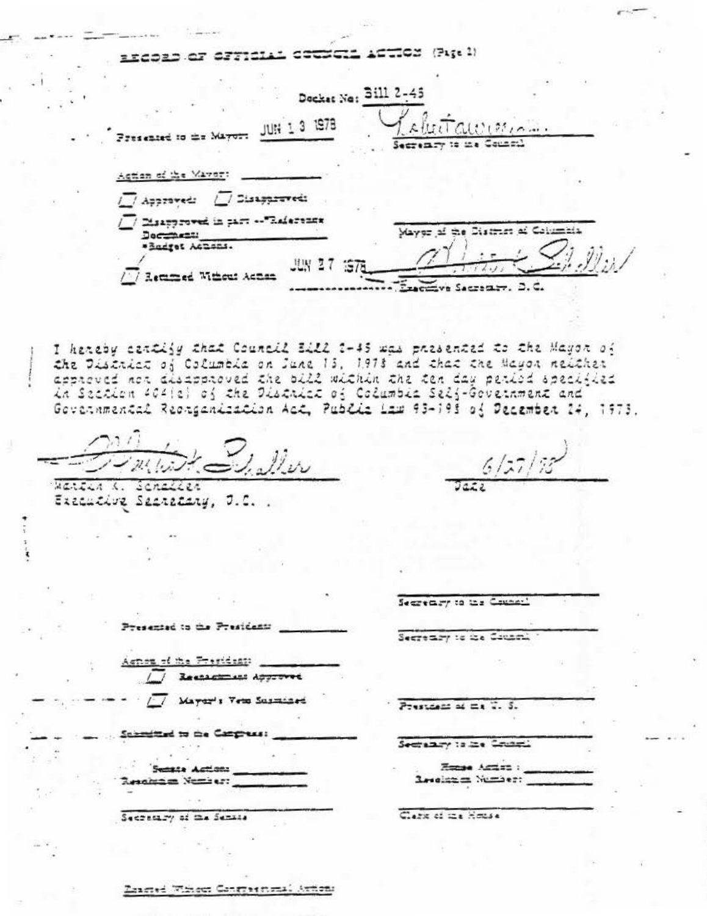RECORD OF OFFICIAL COUNCIL ACTION (Page 2)

Docket No: Bill 2-45

Presented to the Mayor: JUN 13 1978

Secretary to the Council

Action of the Mayor: \_\_\_\_\_\_\_\_\_\_

[ ] Approved: [ ] Disapproved:

[ ] Disapproved in part --"Reference Document: \_\_\_\_\_\_\_\_\_\_
*Budget Actions.

Mayor of the District of Columbia

[/] Returned Without Action JUN 27 1978

Executive Secretary, D.C.

I hereby certify that Council Bill 2-45 was presented to the Mayor of the District of Columbia on June 13, 1978 and that the Mayor neither approved nor disapproved the bill within the ten day period specified in Section 404(e) of the District of Columbia Self-Government and Governmental Reorganization Act, Public Law 93-198 of December 24, 1973.

Martin K. Schaller
Executive Secretary, D.C.

6/27/78
Date

Secretary to the Council

Presented to the President: \_\_\_\_\_\_\_\_\_\_

Secretary to the Council

Action of the President: \_\_\_\_\_\_\_\_\_\_

[ ] Reenactment Approved

[ ] Mayor's Veto Sustained

President of the U. S.

Submitted to the Congress: \_\_\_\_\_\_\_\_\_\_

Secretary to the Council

Senate Action: \_\_\_\_\_\_\_\_\_\_
Resolution Number: \_\_\_\_\_\_\_\_\_\_

House Action: \_\_\_\_\_\_\_\_\_\_
Resolution Number: \_\_\_\_\_\_\_\_\_\_

Secretary of the Senate

Clerk of the House

Enacted Without Congressional Action: